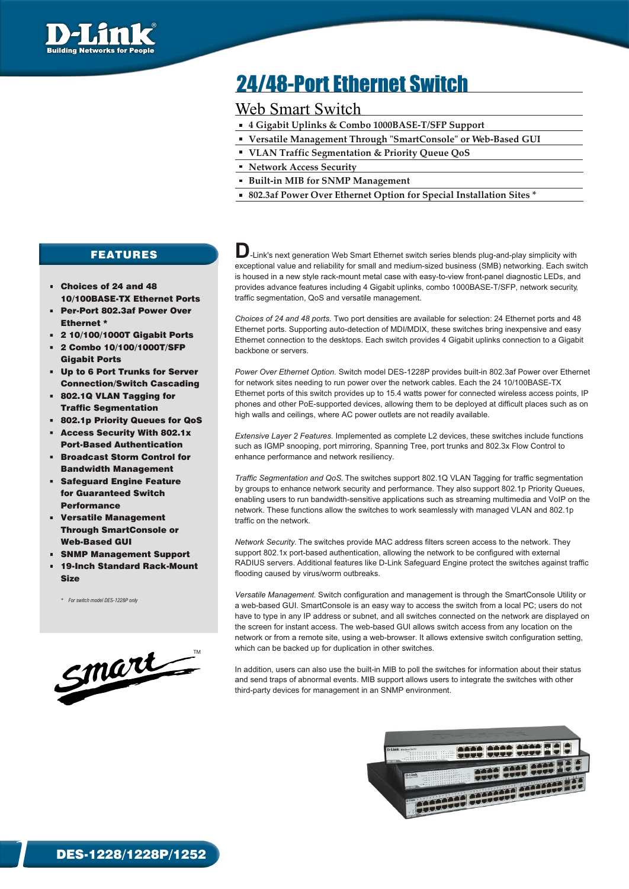D-Link
Building Networks for People

# 24/48-Port Ethernet Switch

## Web Smart Switch

- 4 Gigabit Uplinks & Combo 1000BASE-T/SFP Support
- Versatile Management Through "SmartConsole" or Web-Based GUI
- VLAN Traffic Segmentation & Priority Queue QoS
- Network Access Security
- Built-in MIB for SNMP Management
- 802.3af Power Over Ethernet Option for Special Installation Sites *

## FEATURES

- **Choices of 24 and 48 10/100BASE-TX Ethernet Ports**
- **Per-Port 802.3af Power Over Ethernet ***
- **2 10/100/1000T Gigabit Ports**
- **2 Combo 10/100/1000T/SFP Gigabit Ports**
- **Up to 6 Port Trunks for Server Connection/Switch Cascading**
- **802.1Q VLAN Tagging for Traffic Segmentation**
- **802.1p Priority Queues for QoS**
- **Access Security With 802.1x Port-Based Authentication**
- **Broadcast Storm Control for Bandwidth Management**
- **Safeguard Engine Feature for Guaranteed Switch Performance**
- **Versatile Management Through SmartConsole or Web-Based GUI**
- **SNMP Management Support**
- **19-Inch Standard Rack-Mount Size**

\* For switch model DES-1228P only

D-Link's next generation Web Smart Ethernet switch series blends plug-and-play simplicity with exceptional value and reliability for small and medium-sized business (SMB) networking. Each switch is housed in a new style rack-mount metal case with easy-to-view front-panel diagnostic LEDs, and provides advance features including 4 Gigabit uplinks, combo 1000BASE-T/SFP, network security, traffic segmentation, QoS and versatile management.

*Choices of 24 and 48 ports.* Two port densities are available for selection: 24 Ethernet ports and 48 Ethernet ports. Supporting auto-detection of MDI/MDIX, these switches bring inexpensive and easy Ethernet connection to the desktops. Each switch provides 4 Gigabit uplinks connection to a Gigabit backbone or servers.

*Power Over Ethernet Option.* Switch model DES-1228P provides built-in 802.3af Power over Ethernet for network sites needing to run power over the network cables. Each the 24 10/100BASE-TX Ethernet ports of this switch provides up to 15.4 watts power for connected wireless access points, IP phones and other PoE-supported devices, allowing them to be deployed at difficult places such as on high walls and ceilings, where AC power outlets are not readily available.

*Extensive Layer 2 Features.* Implemented as complete L2 devices, these switches include functions such as IGMP snooping, port mirroring, Spanning Tree, port trunks and 802.3x Flow Control to enhance performance and network resiliency.

*Traffic Segmentation and QoS.* The switches support 802.1Q VLAN Tagging for traffic segmentation by groups to enhance network security and performance. They also support 802.1p Priority Queues, enabling users to run bandwidth-sensitive applications such as streaming multimedia and VoIP on the network. These functions allow the switches to work seamlessly with managed VLAN and 802.1p traffic on the network.

*Network Security.* The switches provide MAC address filters screen access to the network. They support 802.1x port-based authentication, allowing the network to be configured with external RADIUS servers. Additional features like D-Link Safeguard Engine protect the switches against traffic flooding caused by virus/worm outbreaks.

*Versatile Management.* Switch configuration and management is through the SmartConsole Utility or a web-based GUI. SmartConsole is an easy way to access the switch from a local PC; users do not have to type in any IP address or subnet, and all switches connected on the network are displayed on the screen for instant access. The web-based GUI allows switch access from any location on the network or from a remote site, using a web-browser. It allows extensive switch configuration setting, which can be backed up for duplication in other switches.

In addition, users can also use the built-in MIB to poll the switches for information about their status and send traps of abnormal events. MIB support allows users to integrate the switches with other third-party devices for management in an SNMP environment.

smart™

**DES-1228/1228P/1252**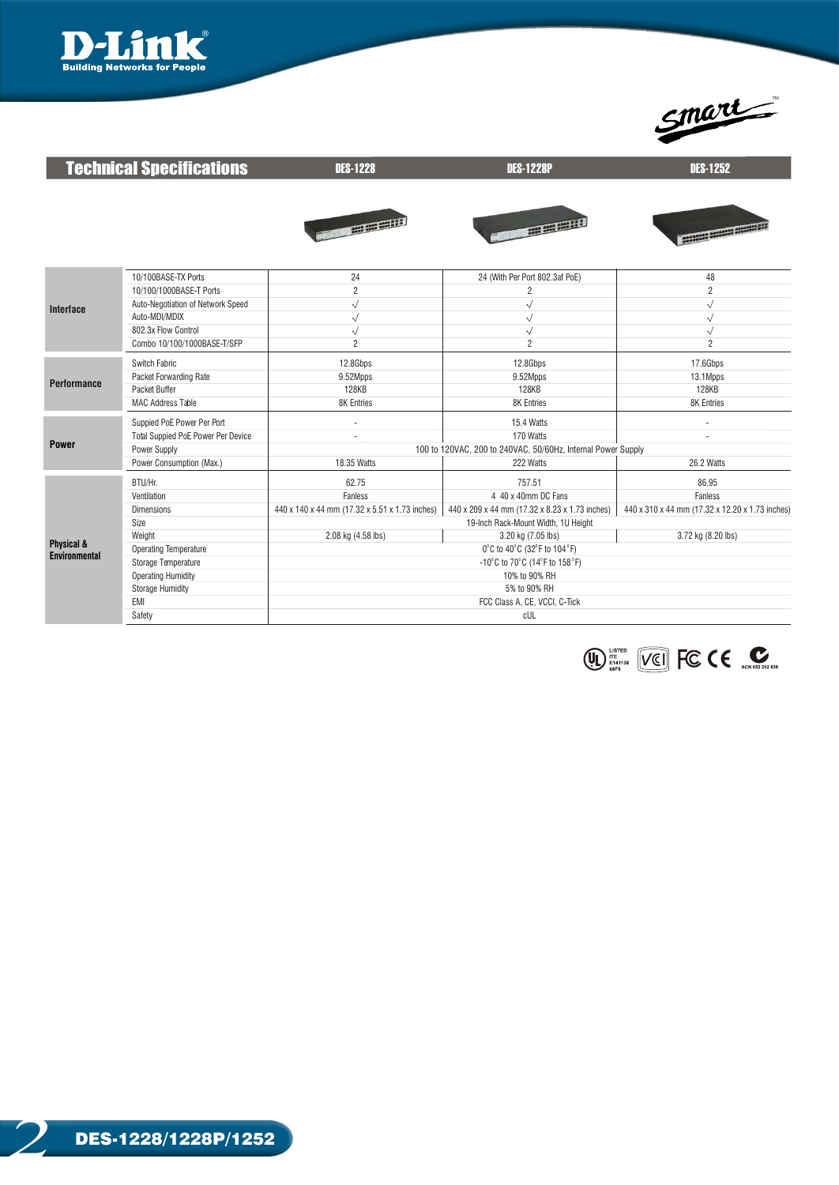## Technical Specifications

| Technical Specifications | | DES-1228 | DES-1228P | DES-1252 |
|---|---|---|---|---|
| Interface | 10/100BASE-TX Ports | 24 | 24 (With Per Port 802.3af PoE) | 48 |
| | 10/100/1000BASE-T Ports | 2 | 2 | 2 |
| | Auto-Negotiation of Network Speed | √ | √ | √ |
| | Auto-MDI/MDIX | √ | √ | √ |
| | 802.3x Flow Control | √ | √ | √ |
| | Combo 10/100/1000BASE-T/SFP | 2 | 2 | 2 |
| Performance | Switch Fabric | 12.8Gbps | 12.8Gbps | 17.6Gbps |
| | Packet Forwarding Rate | 9.52Mpps | 9.52Mpps | 13.1Mpps |
| | Packet Buffer | 128KB | 128KB | 128KB |
| | MAC Address Table | 8K Entries | 8K Entries | 8K Entries |
| Power | Suppied PoE Power Per Port | - | 15.4 Watts | - |
| | Total Suppied PoE Power Per Device | - | 170 Watts | - |
| | Power Supply | 100 to 120VAC, 200 to 240VAC, 50/60Hz, Internal Power Supply | | |
| | Power Consumption (Max.) | 18.35 Watts | 222 Watts | 26.2 Watts |
| Physical & Environmental | BTU/Hr. | 62.75 | 757.51 | 86.95 |
| | Ventilation | Fanless | 4 40 x 40mm DC Fans | Fanless |
| | Dimensions | 440 x 140 x 44 mm (17.32 x 5.51 x 1.73 inches) | 440 x 209 x 44 mm (17.32 x 8.23 x 1.73 inches) | 440 x 310 x 44 mm (17.32 x 12.20 x 1.73 inches) |
| | Size | 19-Inch Rack-Mount Width, 1U Height | | |
| | Weight | 2.08 kg (4.58 lbs) | 3.20 kg (7.05 lbs) | 3.72 kg (8.20 lbs) |
| | Operating Temperature | 0°C to 40°C (32°F to 104°F) | | |
| | Storage Temperature | -10°C to 70°C (14°F to 158°F) | | |
| | Operating Humidity | 10% to 90% RH | | |
| | Storage Humidity | 5% to 90% RH | | |
| | EMI | FCC Class A, CE, VCCI, C-Tick | | |
| | Safety | cUL | | |

LISTED ITE E141136 66F9 — ACN 052 202 838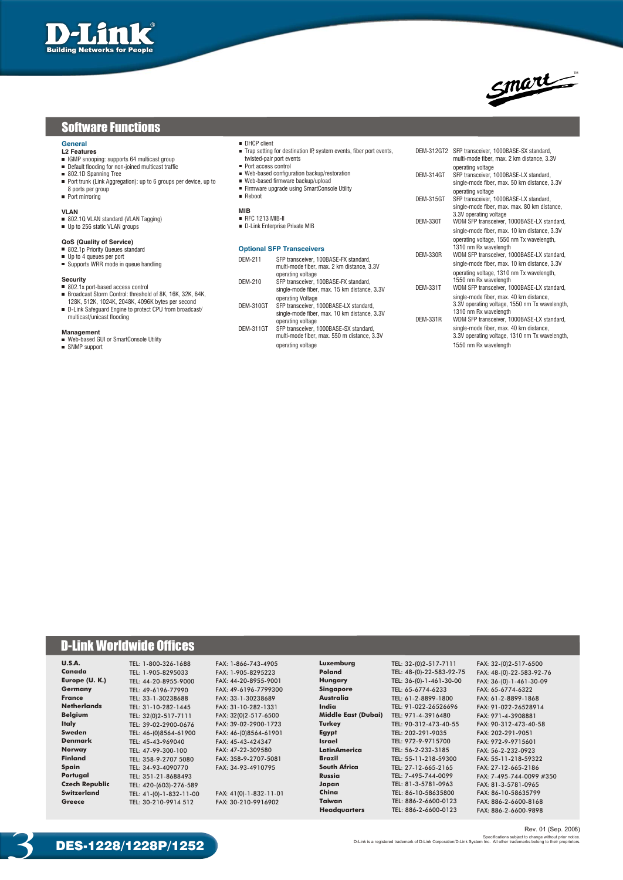## Software Functions

### General

**L2 Features**

- IGMP snooping: supports 64 multicast group
- Default flooding for non-joined multicast traffic
- 802.1D Spanning Tree
- Port trunk (Link Aggregation): up to 6 groups per device, up to 8 ports per group
- Port mirroring

**VLAN**

- 802.1Q VLAN standard (VLAN Tagging)
- Up to 256 static VLAN groups

**QoS (Quality of Service)**

- 802.1p Priority Queues standard
- Up to 4 queues per port
- Supports WRR mode in queue handling

**Security**

- 802.1x port-based access control
- Broadcast Storm Control: threshold of 8K, 16K, 32K, 64K, 128K, 512K, 1024K, 2048K, 4096K bytes per second
- D-Link Safeguard Engine to protect CPU from broadcast/ multicast/unicast flooding

**Management**

- Web-based GUI or SmartConsole Utility
- SNMP support
- DHCP client
- Trap setting for destination IP, system events, fiber port events, twisted-pair port events
- Port access control
- Web-based configuration backup/restoration
- Web-based firmware backup/upload
- Firmware upgrade using SmartConsole Utility
- Reboot

**MIB**

- RFC 1213 MIB-II
- D-Link Enterprise Private MIB

### Optional SFP Transceivers

| | |
|---|---|
| DEM-211 | SFP transceiver, 100BASE-FX standard, multi-mode fiber, max. 2 km distance, 3.3V operating voltage |
| DEM-210 | SFP transceiver, 100BASE-FX standard, single-mode fiber, max. 15 km distance, 3.3V operating Voltage |
| DEM-310GT | SFP transceiver, 1000BASE-LX standard, single-mode fiber, max. 10 km distance, 3.3V operating voltage |
| DEM-311GT | SFP transceiver, 1000BASE-SX standard, multi-mode fiber, max. 550 m distance, 3.3V operating voltage |
| DEM-312GT2 | SFP transceiver, 1000BASE-SX standard, multi-mode fiber, max. 2 km distance, 3.3V operating voltage |
| DEM-314GT | SFP transceiver, 1000BASE-LX standard, single-mode fiber, max. 50 km distance, 3.3V operating voltage |
| DEM-315GT | SFP transceiver, 1000BASE-LX standard, single-mode fiber, max. max. 80 km distance, 3.3V operating voltage |
| DEM-330T | WDM SFP transceiver, 1000BASE-LX standard, single-mode fiber, max. 10 km distance, 3.3V operating voltage, 1550 nm Tx wavelength, 1310 nm Rx wavelength |
| DEM-330R | WDM SFP transceiver, 1000BASE-LX standard, single-mode fiber, max. 10 km distance, 3.3V operating voltage, 1310 nm Tx wavelength, 1550 nm Rx wavelength |
| DEM-331T | WDM SFP transceiver, 1000BASE-LX standard, single-mode fiber, max. 40 km distance, 3.3V operating voltage, 1550 nm Tx wavelength, 1310 nm Rx wavelength |
| DEM-331R | WDM SFP transceiver, 1000BASE-LX standard, single-mode fiber, max. 40 km distance, 3.3V operating voltage, 1310 nm Tx wavelength, 1550 nm Rx wavelength |

## D-Link Worldwide Offices

| | | |
|---|---|---|
| **U.S.A.** | TEL: 1-800-326-1688 | FAX: 1-866-743-4905 |
| **Canada** | TEL: 1-905-8295033 | FAX: 1-905-8295223 |
| **Europe (U. K.)** | TEL: 44-20-8955-9000 | FAX: 44-20-8955-9001 |
| **Germany** | TEL: 49-6196-77990 | FAX: 49-6196-7799300 |
| **France** | TEL: 33-1-30238688 | FAX: 33-1-30238689 |
| **Netherlands** | TEL: 31-10-282-1445 | FAX: 31-10-282-1331 |
| **Belgium** | TEL: 32(0)2-517-7111 | FAX: 32(0)2-517-6500 |
| **Italy** | TEL: 39-02-2900-0676 | FAX: 39-02-2900-1723 |
| **Sweden** | TEL: 46-(0)8564-61900 | FAX: 46-(0)8564-61901 |
| **Denmark** | TEL: 45-43-969040 | FAX: 45-43-424347 |
| **Norway** | TEL: 47-99-300-100 | FAX: 47-22-309580 |
| **Finland** | TEL: 358-9-2707 5080 | FAX: 358-9-2707-5081 |
| **Spain** | TEL: 34-93-4090770 | FAX: 34-93-4910795 |
| **Portugal** | TEL: 351-21-8688493 | |
| **Czech Republic** | TEL: 420-(603)-276-589 | |
| **Switzerland** | TEL: 41-(0)-1-832-11-00 | FAX: 41(0)-1-832-11-01 |
| **Greece** | TEL: 30-210-9914 512 | FAX: 30-210-9916902 |
| **Luxemburg** | TEL: 32-(0)2-517-7111 | FAX: 32-(0)2-517-6500 |
| **Poland** | TEL: 48-(0)-22-583-92-75 | FAX: 48-(0)-22-583-92-76 |
| **Hungary** | TEL: 36-(0)-1-461-30-00 | FAX: 36-(0)-1-461-30-09 |
| **Singapore** | TEL: 65-6774-6233 | FAX: 65-6774-6322 |
| **Australia** | TEL: 61-2-8899-1800 | FAX: 61-2-8899-1868 |
| **India** | TEL: 91-022-26526696 | FAX: 91-022-26528914 |
| **Middle East (Dubai)** | TEL: 971-4-3916480 | FAX: 971-4-3908881 |
| **Turkey** | TEL: 90-312-473-40-55 | FAX: 90-312-473-40-58 |
| **Egypt** | TEL: 202-291-9035 | FAX: 202-291-9051 |
| **Israel** | TEL: 972-9-9715700 | FAX: 972-9-9715601 |
| **LatinAmerica** | TEL: 56-2-232-3185 | FAX: 56-2-232-0923 |
| **Brazil** | TEL: 55-11-218-59300 | FAX: 55-11-218-59322 |
| **South Africa** | TEL: 27-12-665-2165 | FAX: 27-12-665-2186 |
| **Russia** | TEL: 7-495-744-0099 | FAX: 7-495-744-0099 #350 |
| **Japan** | TEL: 81-3-5781-0963 | FAX: 81-3-5781-0965 |
| **China** | TEL: 86-10-58635800 | FAX: 86-10-58635799 |
| **Taiwan** | TEL: 886-2-6600-0123 | FAX: 886-2-6600-8168 |
| **Headquarters** | TEL: 886-2-6600-0123 | FAX: 886-2-6600-9898 |

Rev. 01 (Sep. 2006)

Specifications subject to change without prior notice.
D-Link is a registered trademark of D-Link Corporation/D-Link System Inc. All other trademarks belong to their proprietors.